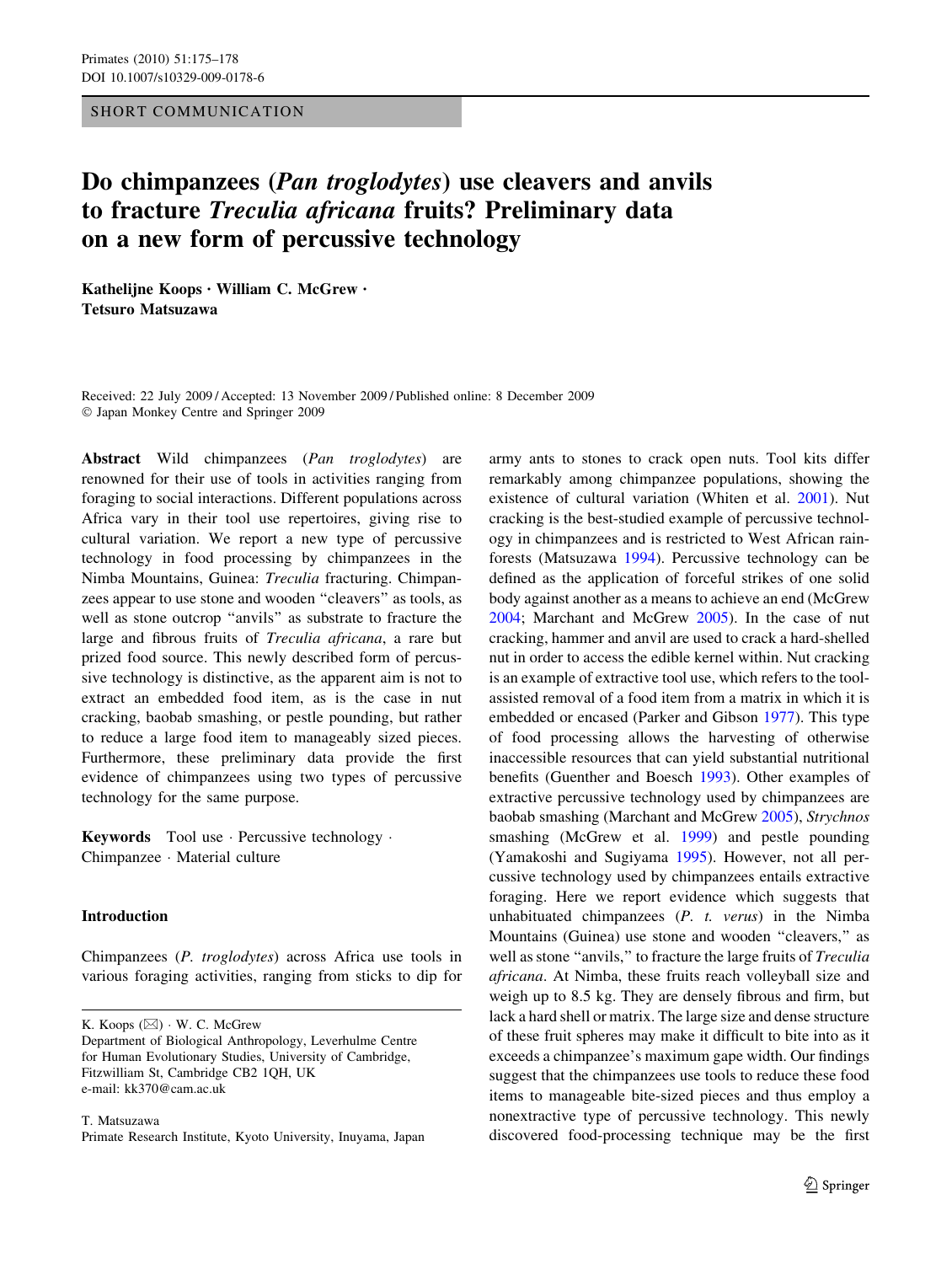SHORT COMMUNICATION

# Do chimpanzees (*Pan troglodytes*) use cleavers and anvils to fracture *Treculia africana* fruits? Preliminary data on a new form of percussive technology

**Kathelijne Koops · William C. McGrew · Tetsuro Matsuzawa**

Received: 22 July 2009 / Accepted: 13 November 2009 / Published online: 8 December 2009
© Japan Monkey Centre and Springer 2009

**Abstract** Wild chimpanzees (*Pan troglodytes*) are renowned for their use of tools in activities ranging from foraging to social interactions. Different populations across Africa vary in their tool use repertoires, giving rise to cultural variation. We report a new type of percussive technology in food processing by chimpanzees in the Nimba Mountains, Guinea: *Treculia* fracturing. Chimpanzees appear to use stone and wooden "cleavers" as tools, as well as stone outcrop "anvils" as substrate to fracture the large and fibrous fruits of *Treculia africana*, a rare but prized food source. This newly described form of percussive technology is distinctive, as the apparent aim is not to extract an embedded food item, as is the case in nut cracking, baobab smashing, or pestle pounding, but rather to reduce a large food item to manageably sized pieces. Furthermore, these preliminary data provide the first evidence of chimpanzees using two types of percussive technology for the same purpose.

**Keywords** Tool use · Percussive technology · Chimpanzee · Material culture

## Introduction

Chimpanzees (*P. troglodytes*) across Africa use tools in various foraging activities, ranging from sticks to dip for army ants to stones to crack open nuts. Tool kits differ remarkably among chimpanzee populations, showing the existence of cultural variation (Whiten et al. 2001). Nut cracking is the best-studied example of percussive technology in chimpanzees and is restricted to West African rainforests (Matsuzawa 1994). Percussive technology can be defined as the application of forceful strikes of one solid body against another as a means to achieve an end (McGrew 2004; Marchant and McGrew 2005). In the case of nut cracking, hammer and anvil are used to crack a hard-shelled nut in order to access the edible kernel within. Nut cracking is an example of extractive tool use, which refers to the tool-assisted removal of a food item from a matrix in which it is embedded or encased (Parker and Gibson 1977). This type of food processing allows the harvesting of otherwise inaccessible resources that can yield substantial nutritional benefits (Guenther and Boesch 1993). Other examples of extractive percussive technology used by chimpanzees are baobab smashing (Marchant and McGrew 2005), *Strychnos* smashing (McGrew et al. 1999) and pestle pounding (Yamakoshi and Sugiyama 1995). However, not all percussive technology used by chimpanzees entails extractive foraging. Here we report evidence which suggests that unhabituated chimpanzees (*P. t. verus*) in the Nimba Mountains (Guinea) use stone and wooden "cleavers," as well as stone "anvils," to fracture the large fruits of *Treculia africana*. At Nimba, these fruits reach volleyball size and weigh up to 8.5 kg. They are densely fibrous and firm, but lack a hard shell or matrix. The large size and dense structure of these fruit spheres may make it difficult to bite into as it exceeds a chimpanzee's maximum gape width. Our findings suggest that the chimpanzees use tools to reduce these food items to manageable bite-sized pieces and thus employ a nonextractive type of percussive technology. This newly discovered food-processing technique may be the first

K. Koops (✉) · W. C. McGrew
Department of Biological Anthropology, Leverhulme Centre for Human Evolutionary Studies, University of Cambridge, Fitzwilliam St, Cambridge CB2 1QH, UK
e-mail: kk370@cam.ac.uk

T. Matsuzawa
Primate Research Institute, Kyoto University, Inuyama, Japan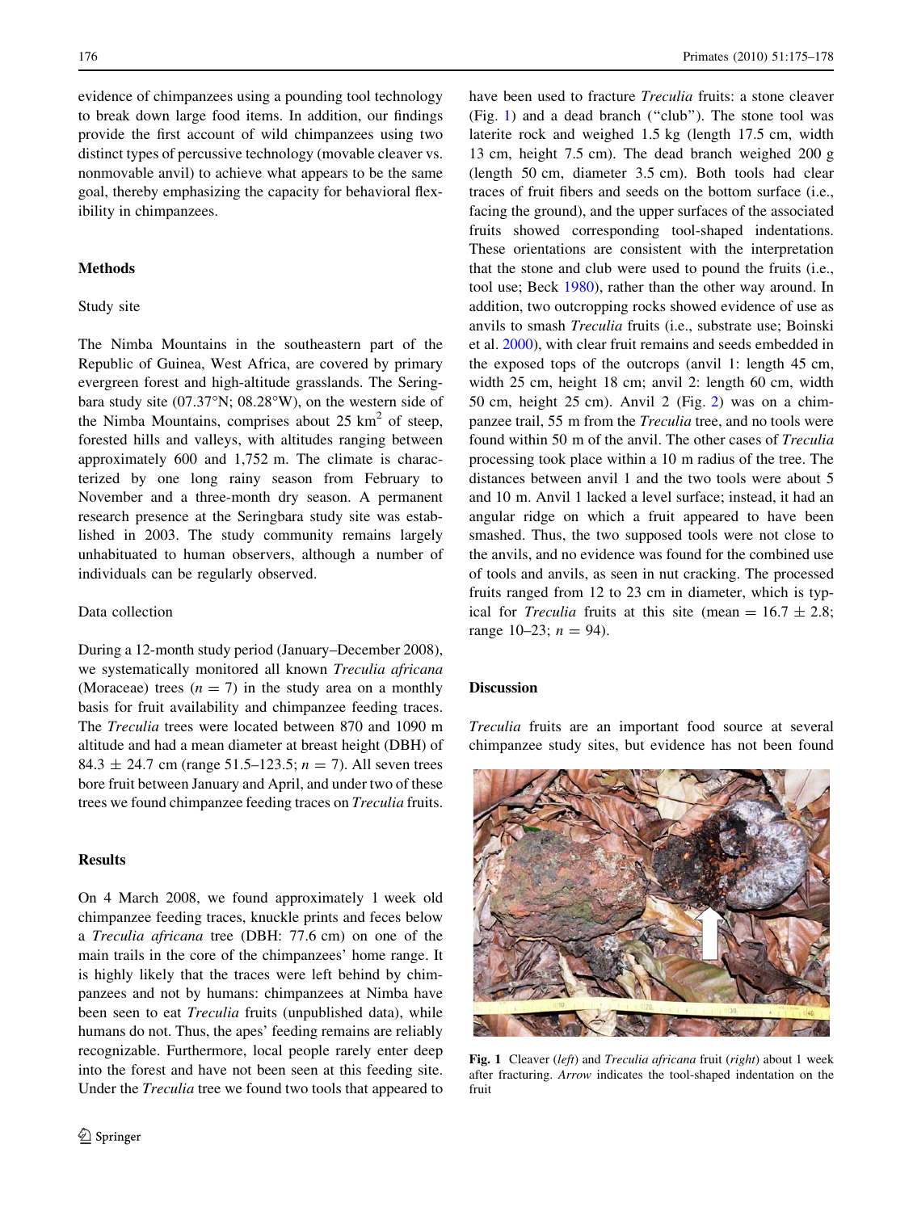evidence of chimpanzees using a pounding tool technology to break down large food items. In addition, our findings provide the first account of wild chimpanzees using two distinct types of percussive technology (movable cleaver vs. nonmovable anvil) to achieve what appears to be the same goal, thereby emphasizing the capacity for behavioral flexibility in chimpanzees.

## Methods

### Study site

The Nimba Mountains in the southeastern part of the Republic of Guinea, West Africa, are covered by primary evergreen forest and high-altitude grasslands. The Seringbara study site (07.37°N; 08.28°W), on the western side of the Nimba Mountains, comprises about 25 km$^2$ of steep, forested hills and valleys, with altitudes ranging between approximately 600 and 1,752 m. The climate is characterized by one long rainy season from February to November and a three-month dry season. A permanent research presence at the Seringbara study site was established in 2003. The study community remains largely unhabituated to human observers, although a number of individuals can be regularly observed.

### Data collection

During a 12-month study period (January–December 2008), we systematically monitored all known *Treculia africana* (Moraceae) trees ($n = 7$) in the study area on a monthly basis for fruit availability and chimpanzee feeding traces. The *Treculia* trees were located between 870 and 1090 m altitude and had a mean diameter at breast height (DBH) of 84.3 ± 24.7 cm (range 51.5–123.5; $n = 7$). All seven trees bore fruit between January and April, and under two of these trees we found chimpanzee feeding traces on *Treculia* fruits.

## Results

On 4 March 2008, we found approximately 1 week old chimpanzee feeding traces, knuckle prints and feces below a *Treculia africana* tree (DBH: 77.6 cm) on one of the main trails in the core of the chimpanzees' home range. It is highly likely that the traces were left behind by chimpanzees and not by humans: chimpanzees at Nimba have been seen to eat *Treculia* fruits (unpublished data), while humans do not. Thus, the apes' feeding remains are reliably recognizable. Furthermore, local people rarely enter deep into the forest and have not been seen at this feeding site. Under the *Treculia* tree we found two tools that appeared to have been used to fracture *Treculia* fruits: a stone cleaver (Fig. 1) and a dead branch ("club"). The stone tool was laterite rock and weighed 1.5 kg (length 17.5 cm, width 13 cm, height 7.5 cm). The dead branch weighed 200 g (length 50 cm, diameter 3.5 cm). Both tools had clear traces of fruit fibers and seeds on the bottom surface (i.e., facing the ground), and the upper surfaces of the associated fruits showed corresponding tool-shaped indentations. These orientations are consistent with the interpretation that the stone and club were used to pound the fruits (i.e., tool use; Beck 1980), rather than the other way around. In addition, two outcropping rocks showed evidence of use as anvils to smash *Treculia* fruits (i.e., substrate use; Boinski et al. 2000), with clear fruit remains and seeds embedded in the exposed tops of the outcrops (anvil 1: length 45 cm, width 25 cm, height 18 cm; anvil 2: length 60 cm, width 50 cm, height 25 cm). Anvil 2 (Fig. 2) was on a chimpanzee trail, 55 m from the *Treculia* tree, and no tools were found within 50 m of the anvil. The other cases of *Treculia* processing took place within a 10 m radius of the tree. The distances between anvil 1 and the two tools were about 5 and 10 m. Anvil 1 lacked a level surface; instead, it had an angular ridge on which a fruit appeared to have been smashed. Thus, the two supposed tools were not close to the anvils, and no evidence was found for the combined use of tools and anvils, as seen in nut cracking. The processed fruits ranged from 12 to 23 cm in diameter, which is typical for *Treculia* fruits at this site (mean = 16.7 ± 2.8; range 10–23; $n = 94$).

## Discussion

*Treculia* fruits are an important food source at several chimpanzee study sites, but evidence has not been found

**Fig. 1** Cleaver (*left*) and *Treculia africana* fruit (*right*) about 1 week after fracturing. *Arrow* indicates the tool-shaped indentation on the fruit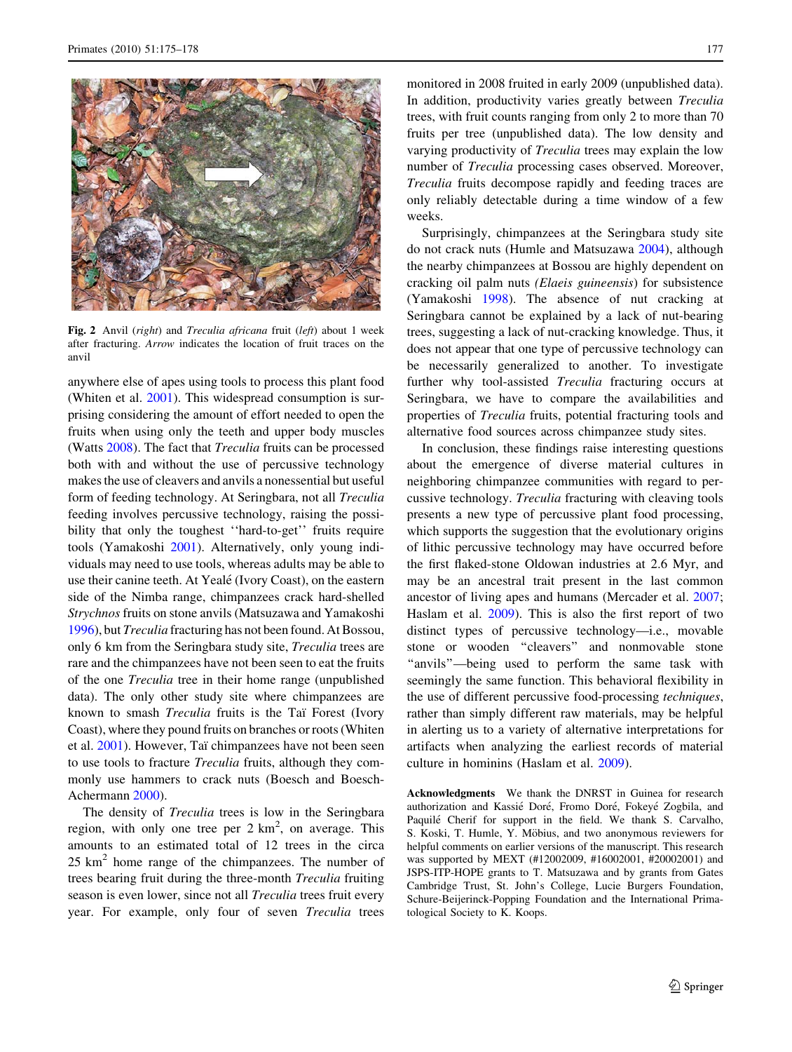Fig. 2 Anvil (*right*) and *Treculia africana* fruit (*left*) about 1 week after fracturing. *Arrow* indicates the location of fruit traces on the anvil

anywhere else of apes using tools to process this plant food (Whiten et al. 2001). This widespread consumption is surprising considering the amount of effort needed to open the fruits when using only the teeth and upper body muscles (Watts 2008). The fact that *Treculia* fruits can be processed both with and without the use of percussive technology makes the use of cleavers and anvils a nonessential but useful form of feeding technology. At Seringbara, not all *Treculia* feeding involves percussive technology, raising the possibility that only the toughest ''hard-to-get'' fruits require tools (Yamakoshi 2001). Alternatively, only young individuals may need to use tools, whereas adults may be able to use their canine teeth. At Yealé (Ivory Coast), on the eastern side of the Nimba range, chimpanzees crack hard-shelled *Strychnos* fruits on stone anvils (Matsuzawa and Yamakoshi 1996), but *Treculia* fracturing has not been found. At Bossou, only 6 km from the Seringbara study site, *Treculia* trees are rare and the chimpanzees have not been seen to eat the fruits of the one *Treculia* tree in their home range (unpublished data). The only other study site where chimpanzees are known to smash *Treculia* fruits is the Taï Forest (Ivory Coast), where they pound fruits on branches or roots (Whiten et al. 2001). However, Taï chimpanzees have not been seen to use tools to fracture *Treculia* fruits, although they commonly use hammers to crack nuts (Boesch and Boesch-Achermann 2000).

The density of *Treculia* trees is low in the Seringbara region, with only one tree per 2 km$^2$, on average. This amounts to an estimated total of 12 trees in the circa 25 km$^2$ home range of the chimpanzees. The number of trees bearing fruit during the three-month *Treculia* fruiting season is even lower, since not all *Treculia* trees fruit every year. For example, only four of seven *Treculia* trees monitored in 2008 fruited in early 2009 (unpublished data). In addition, productivity varies greatly between *Treculia* trees, with fruit counts ranging from only 2 to more than 70 fruits per tree (unpublished data). The low density and varying productivity of *Treculia* trees may explain the low number of *Treculia* processing cases observed. Moreover, *Treculia* fruits decompose rapidly and feeding traces are only reliably detectable during a time window of a few weeks.

Surprisingly, chimpanzees at the Seringbara study site do not crack nuts (Humle and Matsuzawa 2004), although the nearby chimpanzees at Bossou are highly dependent on cracking oil palm nuts *(Elaeis guineensis*) for subsistence (Yamakoshi 1998). The absence of nut cracking at Seringbara cannot be explained by a lack of nut-bearing trees, suggesting a lack of nut-cracking knowledge. Thus, it does not appear that one type of percussive technology can be necessarily generalized to another. To investigate further why tool-assisted *Treculia* fracturing occurs at Seringbara, we have to compare the availabilities and properties of *Treculia* fruits, potential fracturing tools and alternative food sources across chimpanzee study sites.

In conclusion, these findings raise interesting questions about the emergence of diverse material cultures in neighboring chimpanzee communities with regard to percussive technology. *Treculia* fracturing with cleaving tools presents a new type of percussive plant food processing, which supports the suggestion that the evolutionary origins of lithic percussive technology may have occurred before the first flaked-stone Oldowan industries at 2.6 Myr, and may be an ancestral trait present in the last common ancestor of living apes and humans (Mercader et al. 2007; Haslam et al. 2009). This is also the first report of two distinct types of percussive technology—i.e., movable stone or wooden "cleavers" and nonmovable stone "anvils"—being used to perform the same task with seemingly the same function. This behavioral flexibility in the use of different percussive food-processing *techniques*, rather than simply different raw materials, may be helpful in alerting us to a variety of alternative interpretations for artifacts when analyzing the earliest records of material culture in hominins (Haslam et al. 2009).

**Acknowledgments** We thank the DNRST in Guinea for research authorization and Kassié Doré, Fromo Doré, Fokeyé Zogbila, and Paquilé Cherif for support in the field. We thank S. Carvalho, S. Koski, T. Humle, Y. Möbius, and two anonymous reviewers for helpful comments on earlier versions of the manuscript. This research was supported by MEXT (#12002009, #16002001, #20002001) and JSPS-ITP-HOPE grants to T. Matsuzawa and by grants from Gates Cambridge Trust, St. John's College, Lucie Burgers Foundation, Schure-Beijerinck-Popping Foundation and the International Primatological Society to K. Koops.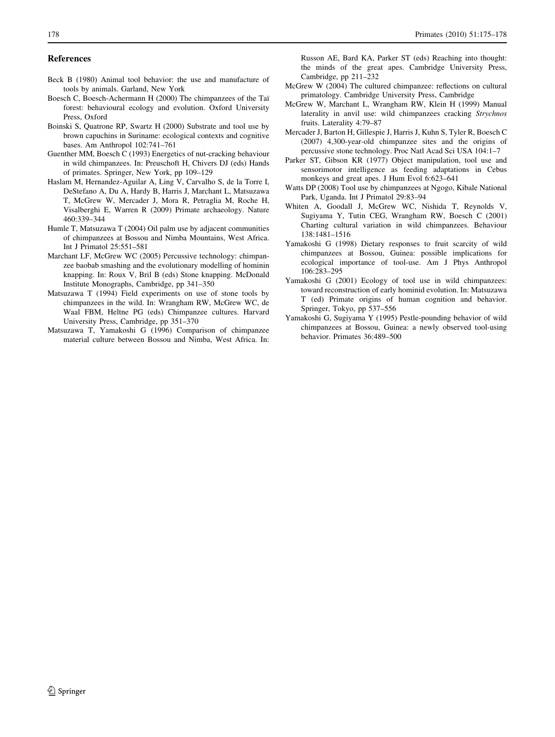## References

Beck B (1980) Animal tool behavior: the use and manufacture of tools by animals. Garland, New York

Boesch C, Boesch-Achermann H (2000) The chimpanzees of the Taï forest: behavioural ecology and evolution. Oxford University Press, Oxford

Boinski S, Quatrone RP, Swartz H (2000) Substrate and tool use by brown capuchins in Suriname: ecological contexts and cognitive bases. Am Anthropol 102:741–761

Guenther MM, Boesch C (1993) Energetics of nut-cracking behaviour in wild chimpanzees. In: Preuschoft H, Chivers DJ (eds) Hands of primates. Springer, New York, pp 109–129

Haslam M, Hernandez-Aguilar A, Ling V, Carvalho S, de la Torre I, DeStefano A, Du A, Hardy B, Harris J, Marchant L, Matsuzawa T, McGrew W, Mercader J, Mora R, Petraglia M, Roche H, Visalberghi E, Warren R (2009) Primate archaeology. Nature 460:339–344

Humle T, Matsuzawa T (2004) Oil palm use by adjacent communities of chimpanzees at Bossou and Nimba Mountains, West Africa. Int J Primatol 25:551–581

Marchant LF, McGrew WC (2005) Percussive technology: chimpanzee baobab smashing and the evolutionary modelling of hominin knapping. In: Roux V, Bril B (eds) Stone knapping. McDonald Institute Monographs, Cambridge, pp 341–350

Matsuzawa T (1994) Field experiments on use of stone tools by chimpanzees in the wild. In: Wrangham RW, McGrew WC, de Waal FBM, Heltne PG (eds) Chimpanzee cultures. Harvard University Press, Cambridge, pp 351–370

Matsuzawa T, Yamakoshi G (1996) Comparison of chimpanzee material culture between Bossou and Nimba, West Africa. In: Russon AE, Bard KA, Parker ST (eds) Reaching into thought: the minds of the great apes. Cambridge University Press, Cambridge, pp 211–232

McGrew W (2004) The cultured chimpanzee: reflections on cultural primatology. Cambridge University Press, Cambridge

McGrew W, Marchant L, Wrangham RW, Klein H (1999) Manual laterality in anvil use: wild chimpanzees cracking *Strychnos* fruits. Laterality 4:79–87

Mercader J, Barton H, Gillespie J, Harris J, Kuhn S, Tyler R, Boesch C (2007) 4,300-year-old chimpanzee sites and the origins of percussive stone technology. Proc Natl Acad Sci USA 104:1–7

Parker ST, Gibson KR (1977) Object manipulation, tool use and sensorimotor intelligence as feeding adaptations in Cebus monkeys and great apes. J Hum Evol 6:623–641

Watts DP (2008) Tool use by chimpanzees at Ngogo, Kibale National Park, Uganda. Int J Primatol 29:83–94

Whiten A, Goodall J, McGrew WC, Nishida T, Reynolds V, Sugiyama Y, Tutin CEG, Wrangham RW, Boesch C (2001) Charting cultural variation in wild chimpanzees. Behaviour 138:1481–1516

Yamakoshi G (1998) Dietary responses to fruit scarcity of wild chimpanzees at Bossou, Guinea: possible implications for ecological importance of tool-use. Am J Phys Anthropol 106:283–295

Yamakoshi G (2001) Ecology of tool use in wild chimpanzees: toward reconstruction of early hominid evolution. In: Matsuzawa T (ed) Primate origins of human cognition and behavior. Springer, Tokyo, pp 537–556

Yamakoshi G, Sugiyama Y (1995) Pestle-pounding behavior of wild chimpanzees at Bossou, Guinea: a newly observed tool-using behavior. Primates 36:489–500